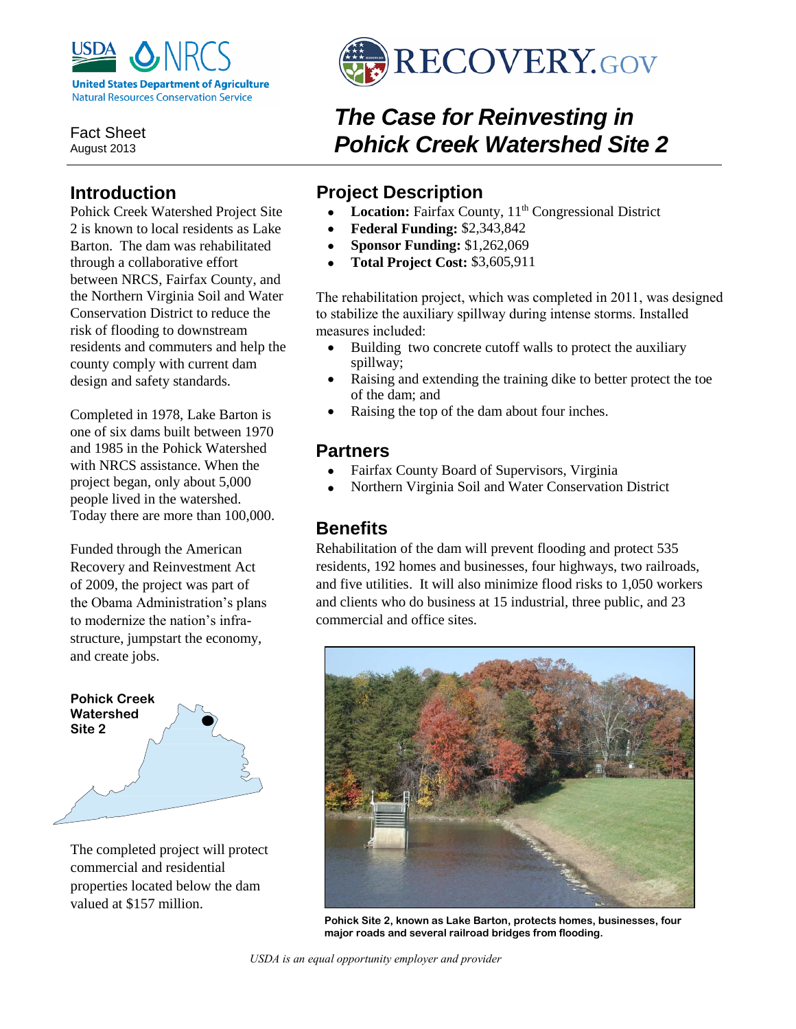USDA NRCS
United States Department of Agriculture
Natural Resources Conservation Service

RECOVERY.GOV

Fact Sheet
August 2013

# *The Case for Reinvesting in Pohick Creek Watershed Site 2*

## Introduction

Pohick Creek Watershed Project Site 2 is known to local residents as Lake Barton. The dam was rehabilitated through a collaborative effort between NRCS, Fairfax County, and the Northern Virginia Soil and Water Conservation District to reduce the risk of flooding to downstream residents and commuters and help the county comply with current dam design and safety standards.

Completed in 1978, Lake Barton is one of six dams built between 1970 and 1985 in the Pohick Watershed with NRCS assistance. When the project began, only about 5,000 people lived in the watershed. Today there are more than 100,000.

Funded through the American Recovery and Reinvestment Act of 2009, the project was part of the Obama Administration's plans to modernize the nation's infra-structure, jumpstart the economy, and create jobs.

**Pohick Creek Watershed Site 2**

The completed project will protect commercial and residential properties located below the dam valued at $157 million.

## Project Description

- **Location:** Fairfax County, 11th Congressional District
- **Federal Funding:** $2,343,842
- **Sponsor Funding:** $1,262,069
- **Total Project Cost:** $3,605,911

The rehabilitation project, which was completed in 2011, was designed to stabilize the auxiliary spillway during intense storms. Installed measures included:

- Building two concrete cutoff walls to protect the auxiliary spillway;
- Raising and extending the training dike to better protect the toe of the dam; and
- Raising the top of the dam about four inches.

## Partners

- Fairfax County Board of Supervisors, Virginia
- Northern Virginia Soil and Water Conservation District

## Benefits

Rehabilitation of the dam will prevent flooding and protect 535 residents, 192 homes and businesses, four highways, two railroads, and five utilities. It will also minimize flood risks to 1,050 workers and clients who do business at 15 industrial, three public, and 23 commercial and office sites.

**Pohick Site 2, known as Lake Barton, protects homes, businesses, four major roads and several railroad bridges from flooding.**

*USDA is an equal opportunity employer and provider*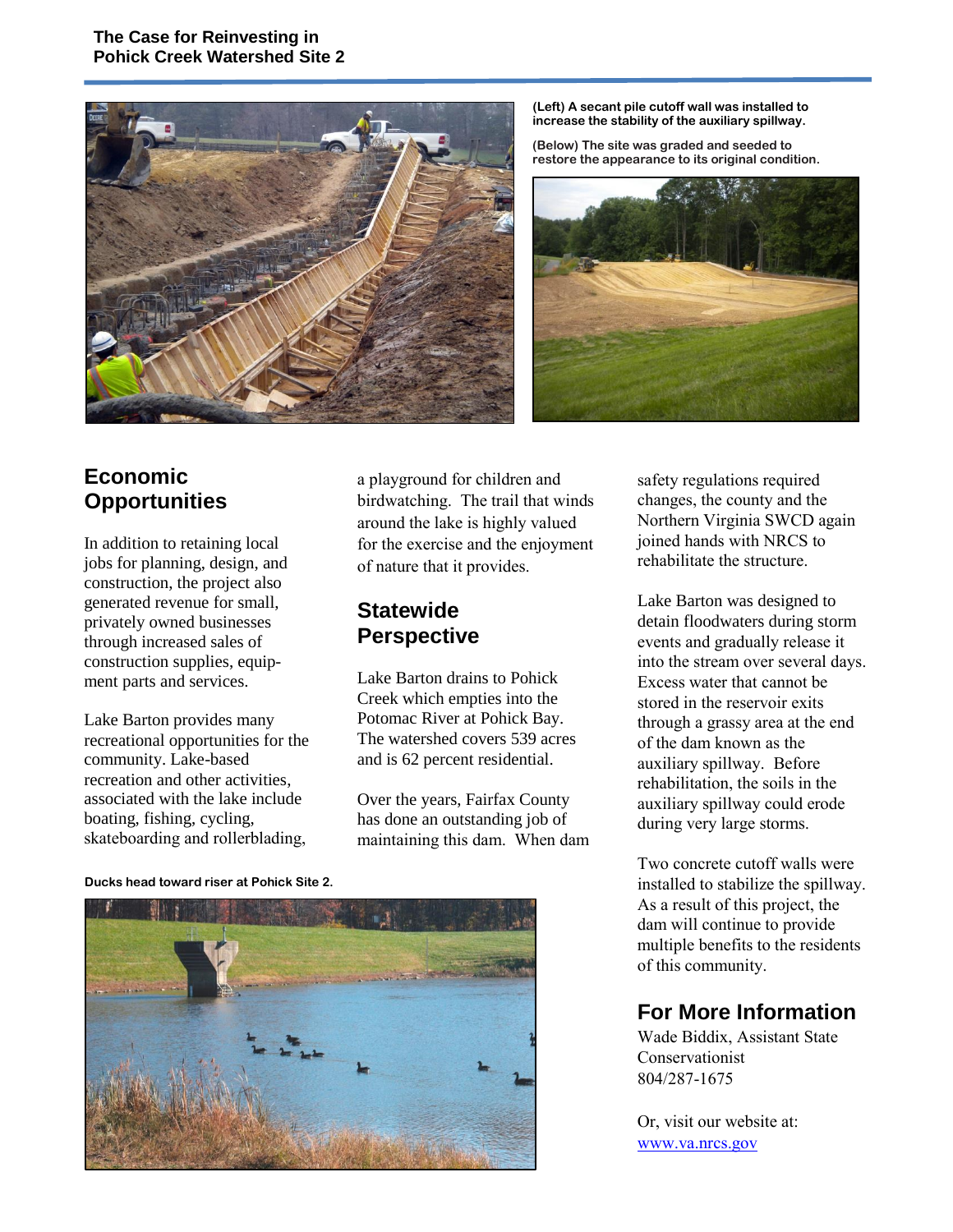(Left) A secant pile cutoff wall was installed to increase the stability of the auxiliary spillway.

(Below) The site was graded and seeded to restore the appearance to its original condition.

## Economic Opportunities

In addition to retaining local jobs for planning, design, and construction, the project also generated revenue for small, privately owned businesses through increased sales of construction supplies, equipment parts and services.

Lake Barton provides many recreational opportunities for the community. Lake-based recreation and other activities, associated with the lake include boating, fishing, cycling, skateboarding and rollerblading, a playground for children and birdwatching. The trail that winds around the lake is highly valued for the exercise and the enjoyment of nature that it provides.

## Statewide Perspective

Lake Barton drains to Pohick Creek which empties into the Potomac River at Pohick Bay. The watershed covers 539 acres and is 62 percent residential.

Over the years, Fairfax County has done an outstanding job of maintaining this dam. When dam safety regulations required changes, the county and the Northern Virginia SWCD again joined hands with NRCS to rehabilitate the structure.

Lake Barton was designed to detain floodwaters during storm events and gradually release it into the stream over several days. Excess water that cannot be stored in the reservoir exits through a grassy area at the end of the dam known as the auxiliary spillway. Before rehabilitation, the soils in the auxiliary spillway could erode during very large storms.

Two concrete cutoff walls were installed to stabilize the spillway. As a result of this project, the dam will continue to provide multiple benefits to the residents of this community.

Ducks head toward riser at Pohick Site 2.

## For More Information

Wade Biddix, Assistant State Conservationist
804/287-1675

Or, visit our website at:
www.va.nrcs.gov